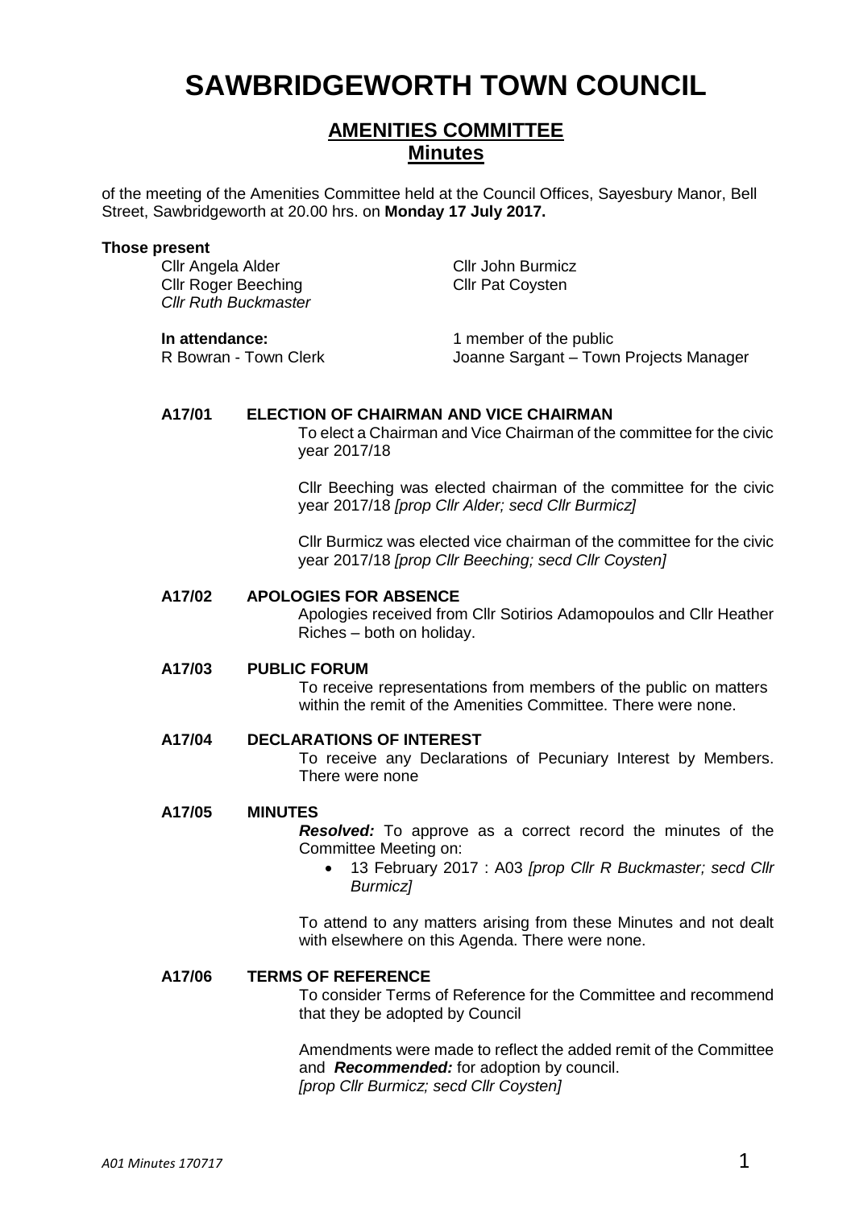# SAWBRIDGEWORTH TOWN COUNCIL

## AMENITIES COMMITTEE
## Minutes

of the meeting of the Amenities Committee held at the Council Offices, Sayesbury Manor, Bell Street, Sawbridgeworth at 20.00 hrs. on **Monday 17 July 2017.**

**Those present**

Cllr Angela Alder
Cllr Roger Beeching
*Cllr Ruth Buckmaster*
Cllr John Burmicz
Cllr Pat Coysten

**In attendance:**
R Bowran - Town Clerk
1 member of the public
Joanne Sargant – Town Projects Manager

**A17/01 ELECTION OF CHAIRMAN AND VICE CHAIRMAN**

To elect a Chairman and Vice Chairman of the committee for the civic year 2017/18

Cllr Beeching was elected chairman of the committee for the civic year 2017/18 *[prop Cllr Alder; secd Cllr Burmicz]*

Cllr Burmicz was elected vice chairman of the committee for the civic year 2017/18 *[prop Cllr Beeching; secd Cllr Coysten]*

**A17/02 APOLOGIES FOR ABSENCE**

Apologies received from Cllr Sotirios Adamopoulos and Cllr Heather Riches – both on holiday.

**A17/03 PUBLIC FORUM**

To receive representations from members of the public on matters within the remit of the Amenities Committee. There were none.

**A17/04 DECLARATIONS OF INTEREST**

To receive any Declarations of Pecuniary Interest by Members. There were none

**A17/05 MINUTES**

***Resolved:*** To approve as a correct record the minutes of the Committee Meeting on:

- 13 February 2017 : A03 *[prop Cllr R Buckmaster; secd Cllr Burmicz]*

To attend to any matters arising from these Minutes and not dealt with elsewhere on this Agenda. There were none.

**A17/06 TERMS OF REFERENCE**

To consider Terms of Reference for the Committee and recommend that they be adopted by Council

Amendments were made to reflect the added remit of the Committee and ***Recommended:*** for adoption by council.
*[prop Cllr Burmicz; secd Cllr Coysten]*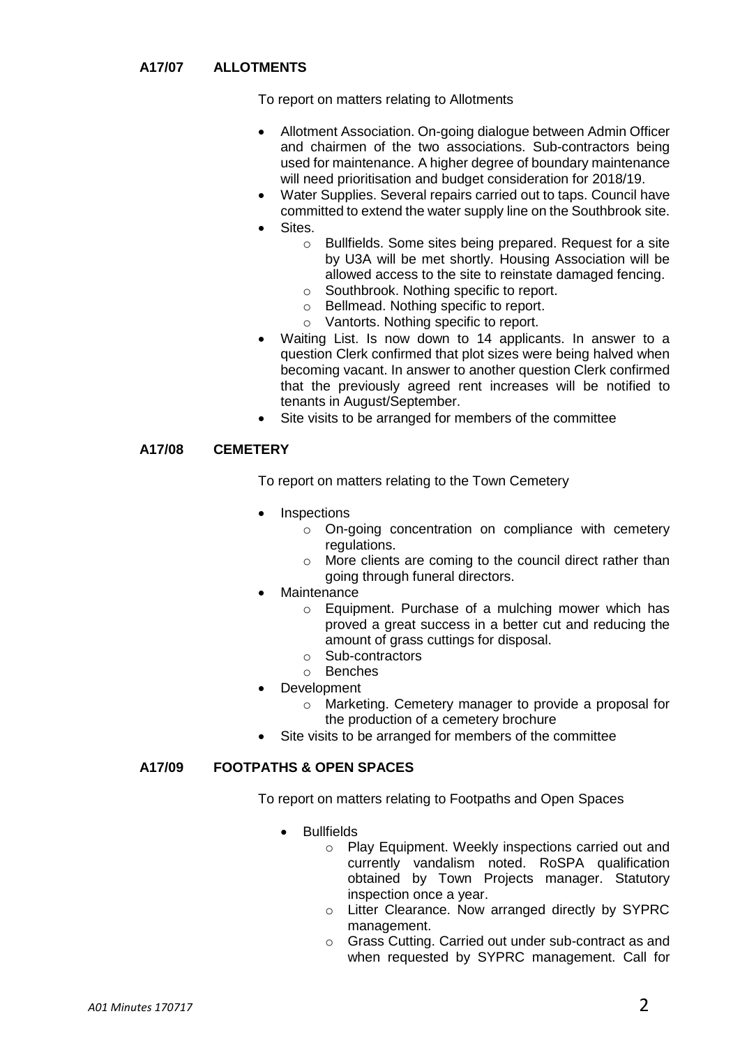**A17/07 ALLOTMENTS**

To report on matters relating to Allotments

- Allotment Association. On-going dialogue between Admin Officer and chairmen of the two associations. Sub-contractors being used for maintenance. A higher degree of boundary maintenance will need prioritisation and budget consideration for 2018/19.
- Water Supplies. Several repairs carried out to taps. Council have committed to extend the water supply line on the Southbrook site.
- Sites.
  - Bullfields. Some sites being prepared. Request for a site by U3A will be met shortly. Housing Association will be allowed access to the site to reinstate damaged fencing.
  - Southbrook. Nothing specific to report.
  - Bellmead. Nothing specific to report.
  - Vantorts. Nothing specific to report.
- Waiting List. Is now down to 14 applicants. In answer to a question Clerk confirmed that plot sizes were being halved when becoming vacant. In answer to another question Clerk confirmed that the previously agreed rent increases will be notified to tenants in August/September.
- Site visits to be arranged for members of the committee

**A17/08 CEMETERY**

To report on matters relating to the Town Cemetery

- Inspections
  - On-going concentration on compliance with cemetery regulations.
  - More clients are coming to the council direct rather than going through funeral directors.
- Maintenance
  - Equipment. Purchase of a mulching mower which has proved a great success in a better cut and reducing the amount of grass cuttings for disposal.
  - Sub-contractors
  - Benches
- Development
  - Marketing. Cemetery manager to provide a proposal for the production of a cemetery brochure
- Site visits to be arranged for members of the committee

**A17/09 FOOTPATHS & OPEN SPACES**

To report on matters relating to Footpaths and Open Spaces

- Bullfields
  - Play Equipment. Weekly inspections carried out and currently vandalism noted. RoSPA qualification obtained by Town Projects manager. Statutory inspection once a year.
  - Litter Clearance. Now arranged directly by SYPRC management.
  - Grass Cutting. Carried out under sub-contract as and when requested by SYPRC management. Call for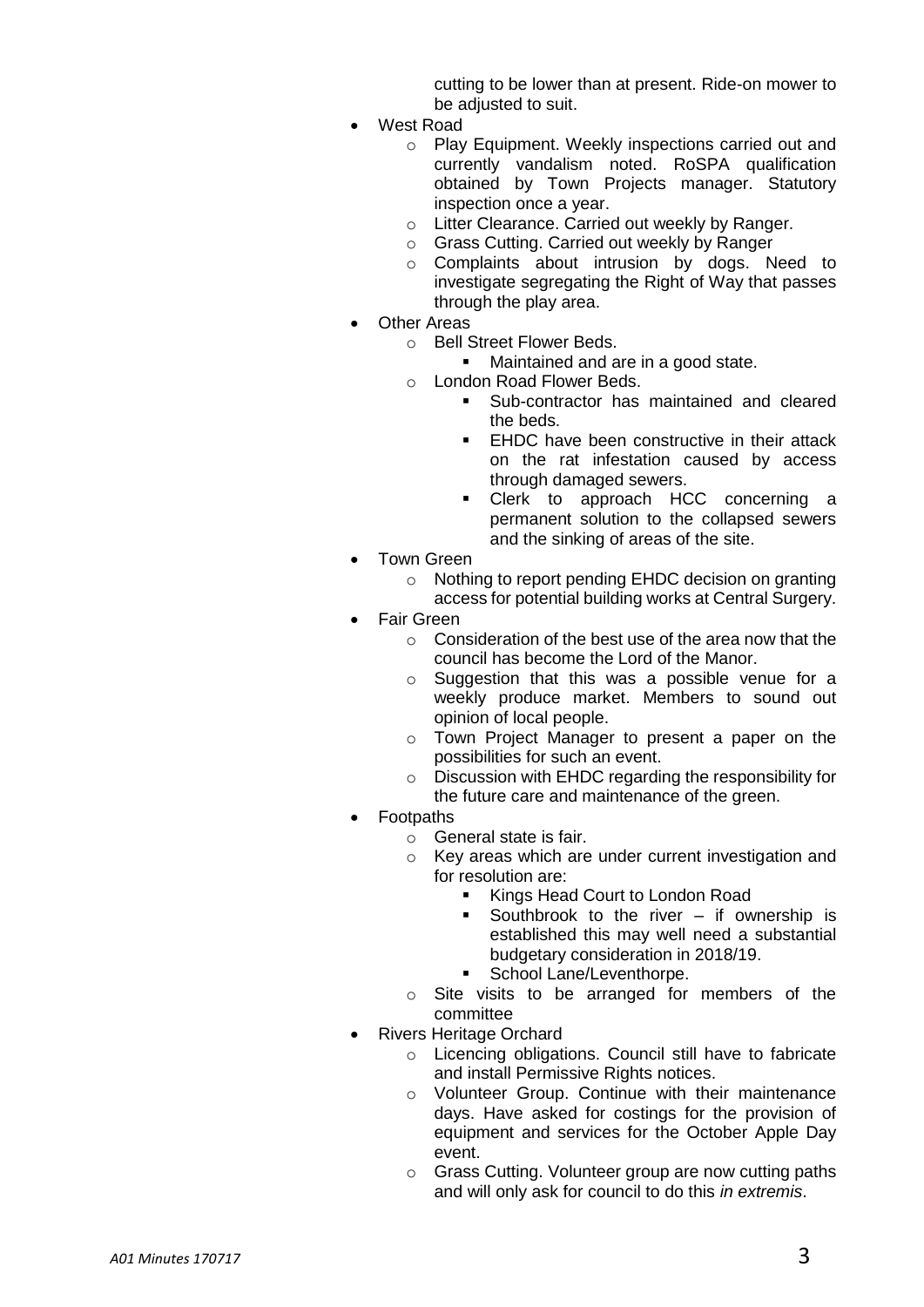cutting to be lower than at present. Ride-on mower to be adjusted to suit.

- West Road
  - Play Equipment. Weekly inspections carried out and currently vandalism noted. RoSPA qualification obtained by Town Projects manager. Statutory inspection once a year.
  - Litter Clearance. Carried out weekly by Ranger.
  - Grass Cutting. Carried out weekly by Ranger
  - Complaints about intrusion by dogs. Need to investigate segregating the Right of Way that passes through the play area.
- Other Areas
  - Bell Street Flower Beds.
    - Maintained and are in a good state.
  - London Road Flower Beds.
    - Sub-contractor has maintained and cleared the beds.
    - EHDC have been constructive in their attack on the rat infestation caused by access through damaged sewers.
    - Clerk to approach HCC concerning a permanent solution to the collapsed sewers and the sinking of areas of the site.
- Town Green
  - Nothing to report pending EHDC decision on granting access for potential building works at Central Surgery.
- Fair Green
  - Consideration of the best use of the area now that the council has become the Lord of the Manor.
  - Suggestion that this was a possible venue for a weekly produce market. Members to sound out opinion of local people.
  - Town Project Manager to present a paper on the possibilities for such an event.
  - Discussion with EHDC regarding the responsibility for the future care and maintenance of the green.
- Footpaths
  - General state is fair.
  - Key areas which are under current investigation and for resolution are:
    - Kings Head Court to London Road
    - Southbrook to the river – if ownership is established this may well need a substantial budgetary consideration in 2018/19.
    - School Lane/Leventhorpe.
  - Site visits to be arranged for members of the committee
- Rivers Heritage Orchard
  - Licencing obligations. Council still have to fabricate and install Permissive Rights notices.
  - Volunteer Group. Continue with their maintenance days. Have asked for costings for the provision of equipment and services for the October Apple Day event.
  - Grass Cutting. Volunteer group are now cutting paths and will only ask for council to do this *in extremis*.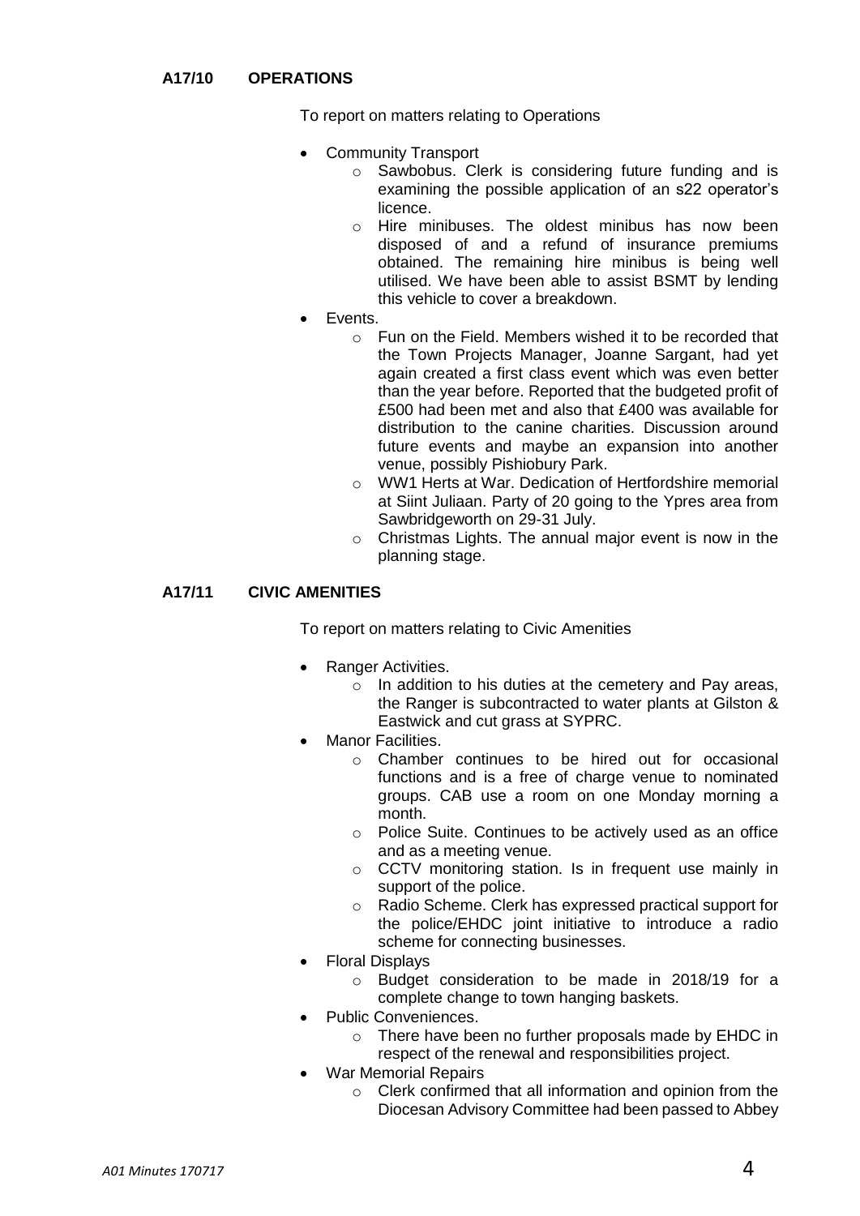## A17/10 OPERATIONS

To report on matters relating to Operations

- Community Transport
  - Sawbobus. Clerk is considering future funding and is examining the possible application of an s22 operator's licence.
  - Hire minibuses. The oldest minibus has now been disposed of and a refund of insurance premiums obtained. The remaining hire minibus is being well utilised. We have been able to assist BSMT by lending this vehicle to cover a breakdown.
- Events.
  - Fun on the Field. Members wished it to be recorded that the Town Projects Manager, Joanne Sargant, had yet again created a first class event which was even better than the year before. Reported that the budgeted profit of £500 had been met and also that £400 was available for distribution to the canine charities. Discussion around future events and maybe an expansion into another venue, possibly Pishiobury Park.
  - WW1 Herts at War. Dedication of Hertfordshire memorial at Siint Juliaan. Party of 20 going to the Ypres area from Sawbridgeworth on 29-31 July.
  - Christmas Lights. The annual major event is now in the planning stage.

## A17/11 CIVIC AMENITIES

To report on matters relating to Civic Amenities

- Ranger Activities.
  - In addition to his duties at the cemetery and Pay areas, the Ranger is subcontracted to water plants at Gilston & Eastwick and cut grass at SYPRC.
- Manor Facilities.
  - Chamber continues to be hired out for occasional functions and is a free of charge venue to nominated groups. CAB use a room on one Monday morning a month.
  - Police Suite. Continues to be actively used as an office and as a meeting venue.
  - CCTV monitoring station. Is in frequent use mainly in support of the police.
  - Radio Scheme. Clerk has expressed practical support for the police/EHDC joint initiative to introduce a radio scheme for connecting businesses.
- Floral Displays
  - Budget consideration to be made in 2018/19 for a complete change to town hanging baskets.
- Public Conveniences.
  - There have been no further proposals made by EHDC in respect of the renewal and responsibilities project.
- War Memorial Repairs
  - Clerk confirmed that all information and opinion from the Diocesan Advisory Committee had been passed to Abbey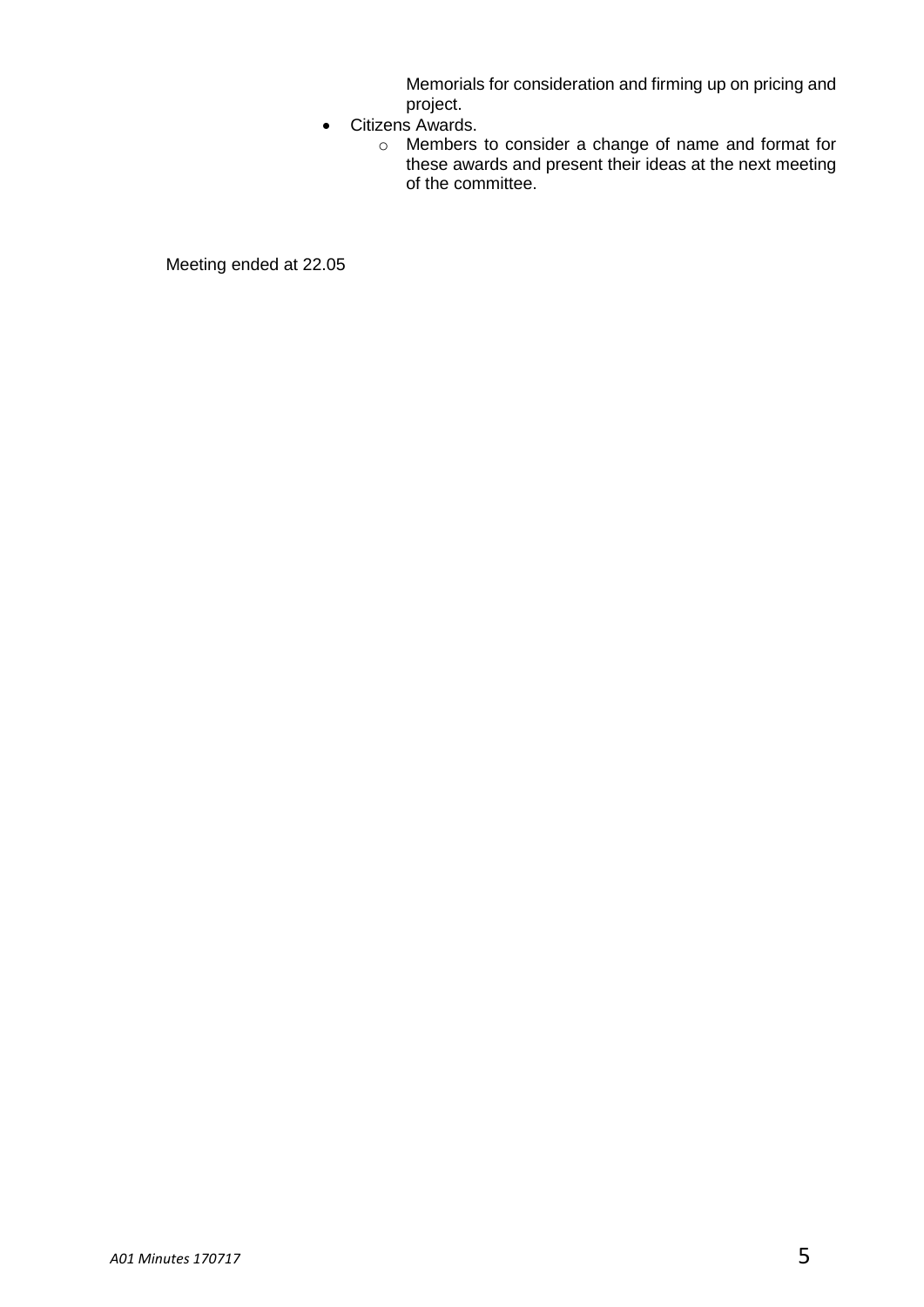Memorials for consideration and firming up on pricing and project.

- Citizens Awards.
    - Members to consider a change of name and format for these awards and present their ideas at the next meeting of the committee.

Meeting ended at 22.05